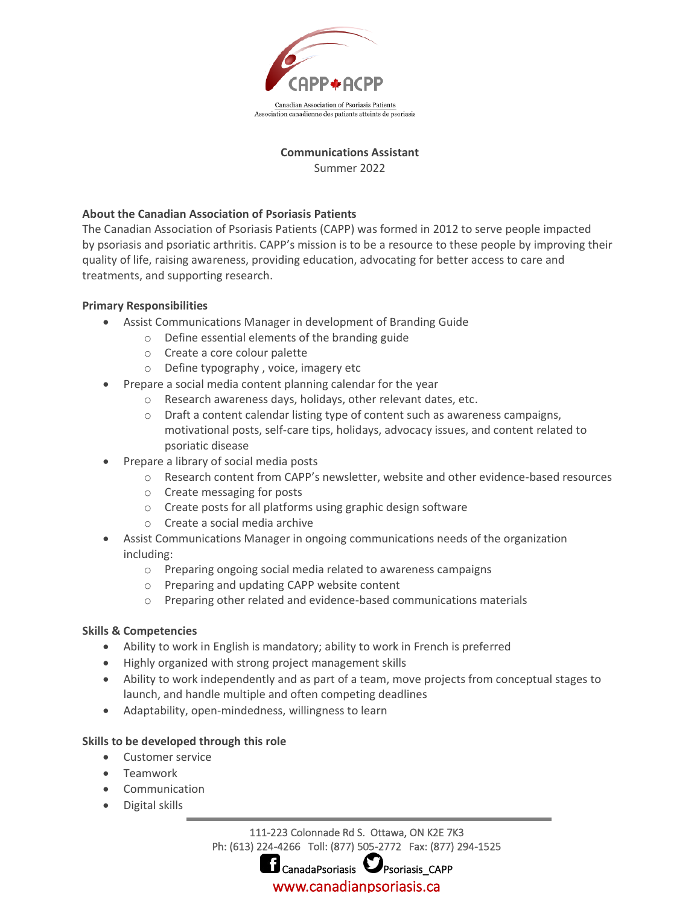CAPP ACPP

Canadian Association of Psoriasis Patients
Association canadienne des patients atteints de psoriasis

**Communications Assistant**
Summer 2022

**About the Canadian Association of Psoriasis Patients**

The Canadian Association of Psoriasis Patients (CAPP) was formed in 2012 to serve people impacted by psoriasis and psoriatic arthritis. CAPP's mission is to be a resource to these people by improving their quality of life, raising awareness, providing education, advocating for better access to care and treatments, and supporting research.

**Primary Responsibilities**

- Assist Communications Manager in development of Branding Guide
  - Define essential elements of the branding guide
  - Create a core colour palette
  - Define typography , voice, imagery etc
- Prepare a social media content planning calendar for the year
  - Research awareness days, holidays, other relevant dates, etc.
  - Draft a content calendar listing type of content such as awareness campaigns, motivational posts, self-care tips, holidays, advocacy issues, and content related to psoriatic disease
- Prepare a library of social media posts
  - Research content from CAPP's newsletter, website and other evidence-based resources
  - Create messaging for posts
  - Create posts for all platforms using graphic design software
  - Create a social media archive
- Assist Communications Manager in ongoing communications needs of the organization including:
  - Preparing ongoing social media related to awareness campaigns
  - Preparing and updating CAPP website content
  - Preparing other related and evidence-based communications materials

**Skills & Competencies**

- Ability to work in English is mandatory; ability to work in French is preferred
- Highly organized with strong project management skills
- Ability to work independently and as part of a team, move projects from conceptual stages to launch, and handle multiple and often competing deadlines
- Adaptability, open-mindedness, willingness to learn

**Skills to be developed through this role**

- Customer service
- Teamwork
- Communication
- Digital skills

111-223 Colonnade Rd S. Ottawa, ON K2E 7K3
Ph: (613) 224-4266 Toll: (877) 505-2772 Fax: (877) 294-1525
CanadaPsoriasis Psoriasis_CAPP
www.canadianpsoriasis.ca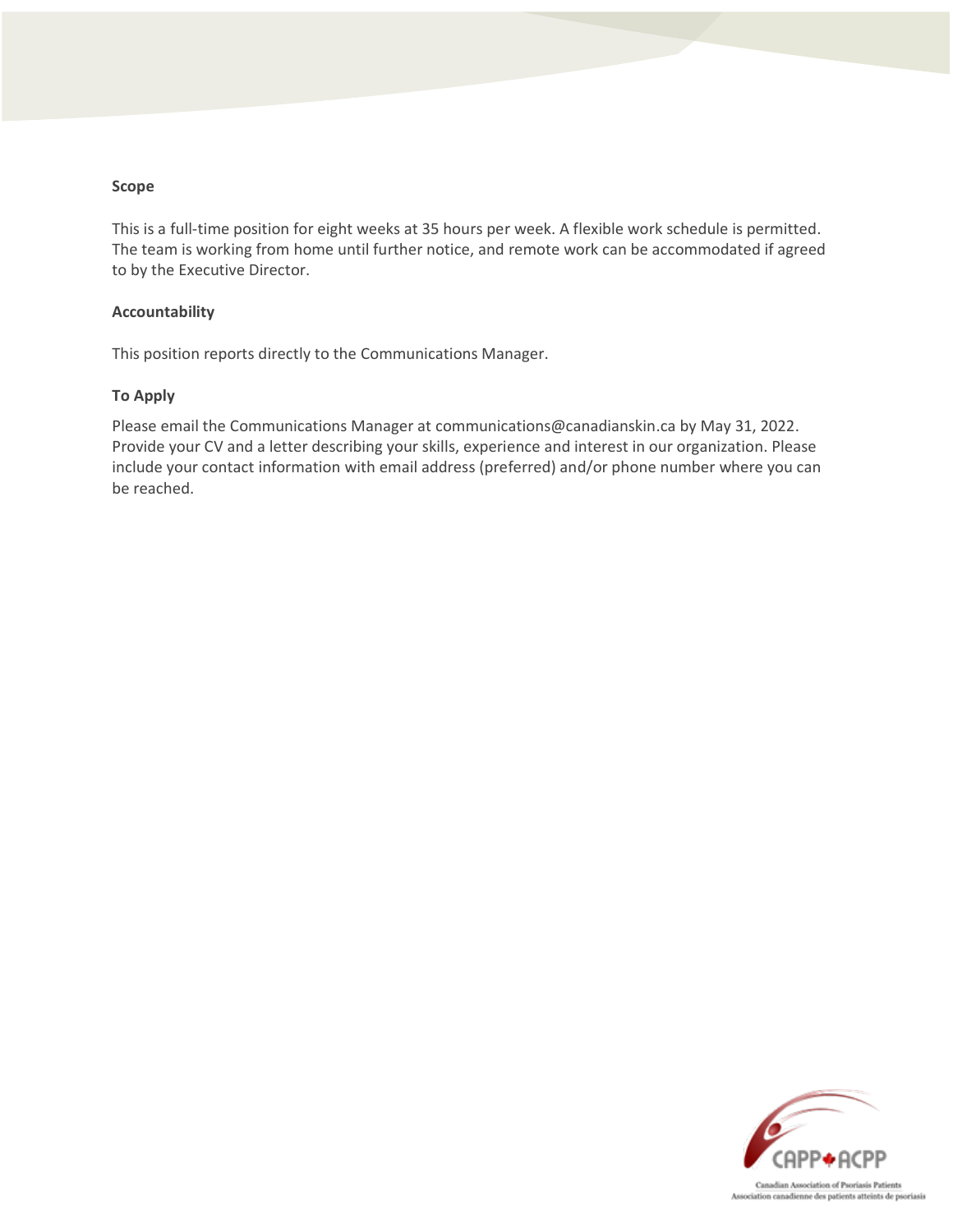**Scope**

This is a full-time position for eight weeks at 35 hours per week. A flexible work schedule is permitted. The team is working from home until further notice, and remote work can be accommodated if agreed to by the Executive Director.

**Accountability**

This position reports directly to the Communications Manager.

**To Apply**

Please email the Communications Manager at communications@canadianskin.ca by May 31, 2022. Provide your CV and a letter describing your skills, experience and interest in our organization. Please include your contact information with email address (preferred) and/or phone number where you can be reached.

CAPP ACPP

Canadian Association of Psoriasis Patients
Association canadienne des patients atteints de psoriasis